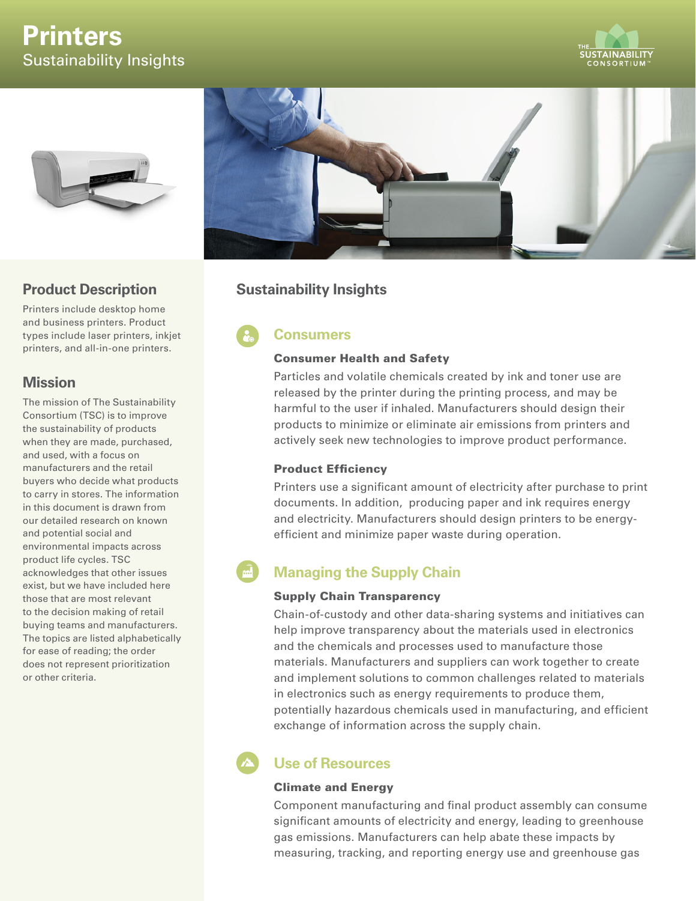# Printers

Sustainability Insights

## Product Description

Printers include desktop home and business printers. Product types include laser printers, inkjet printers, and all-in-one printers.

## Mission

The mission of The Sustainability Consortium (TSC) is to improve the sustainability of products when they are made, purchased, and used, with a focus on manufacturers and the retail buyers who decide what products to carry in stores. The information in this document is drawn from our detailed research on known and potential social and environmental impacts across product life cycles. TSC acknowledges that other issues exist, but we have included here those that are most relevant to the decision making of retail buying teams and manufacturers. The topics are listed alphabetically for ease of reading; the order does not represent prioritization or other criteria.

## Sustainability Insights

### Consumers

#### Consumer Health and Safety

Particles and volatile chemicals created by ink and toner use are released by the printer during the printing process, and may be harmful to the user if inhaled. Manufacturers should design their products to minimize or eliminate air emissions from printers and actively seek new technologies to improve product performance.

#### Product Efficiency

Printers use a significant amount of electricity after purchase to print documents. In addition, producing paper and ink requires energy and electricity. Manufacturers should design printers to be energy-efficient and minimize paper waste during operation.

### Managing the Supply Chain

#### Supply Chain Transparency

Chain-of-custody and other data-sharing systems and initiatives can help improve transparency about the materials used in electronics and the chemicals and processes used to manufacture those materials. Manufacturers and suppliers can work together to create and implement solutions to common challenges related to materials in electronics such as energy requirements to produce them, potentially hazardous chemicals used in manufacturing, and efficient exchange of information across the supply chain.

### Use of Resources

#### Climate and Energy

Component manufacturing and final product assembly can consume significant amounts of electricity and energy, leading to greenhouse gas emissions. Manufacturers can help abate these impacts by measuring, tracking, and reporting energy use and greenhouse gas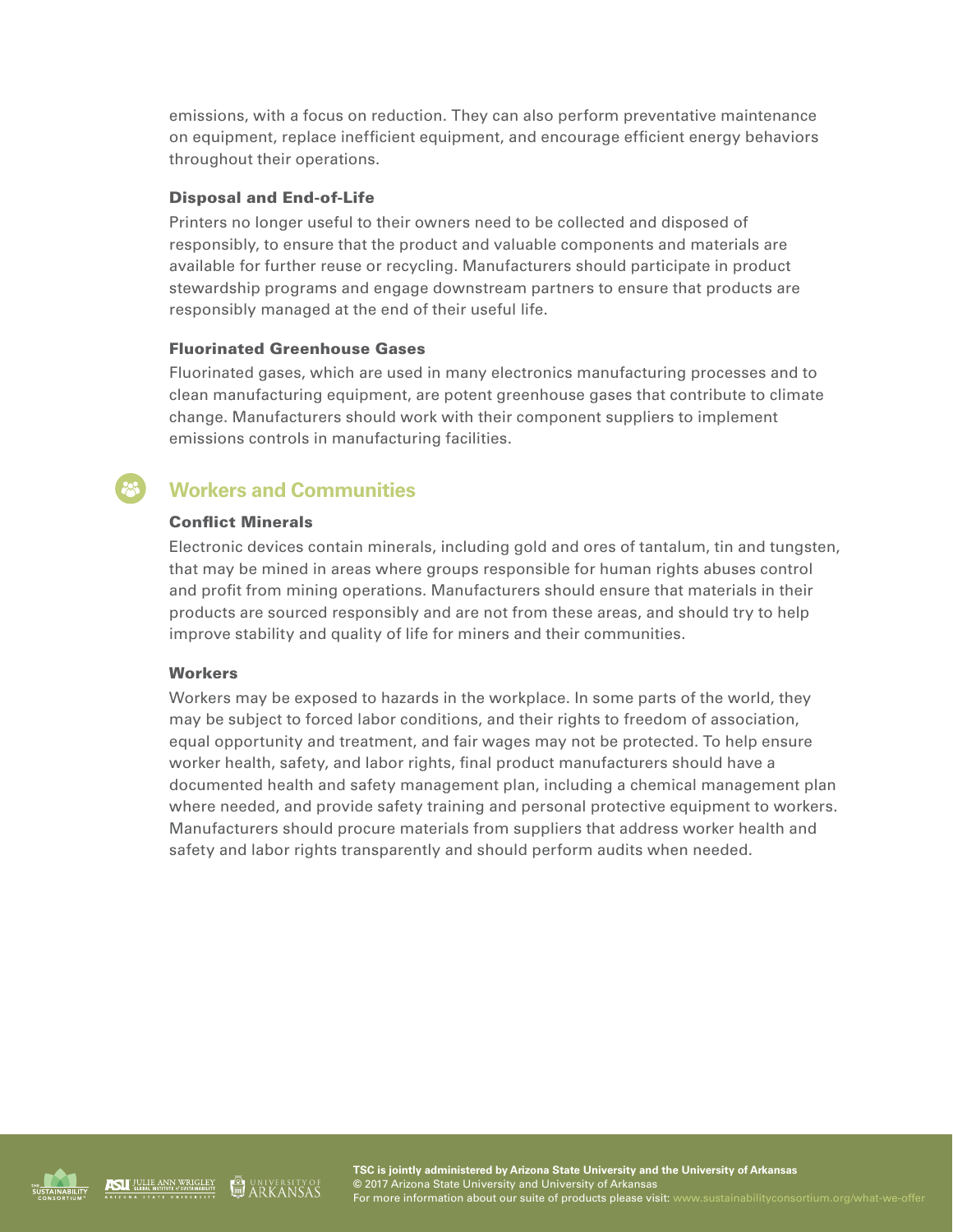emissions, with a focus on reduction. They can also perform preventative maintenance on equipment, replace inefficient equipment, and encourage efficient energy behaviors throughout their operations.

### Disposal and End-of-Life

Printers no longer useful to their owners need to be collected and disposed of responsibly, to ensure that the product and valuable components and materials are available for further reuse or recycling. Manufacturers should participate in product stewardship programs and engage downstream partners to ensure that products are responsibly managed at the end of their useful life.

### Fluorinated Greenhouse Gases

Fluorinated gases, which are used in many electronics manufacturing processes and to clean manufacturing equipment, are potent greenhouse gases that contribute to climate change. Manufacturers should work with their component suppliers to implement emissions controls in manufacturing facilities.

## Workers and Communities

### Conflict Minerals

Electronic devices contain minerals, including gold and ores of tantalum, tin and tungsten, that may be mined in areas where groups responsible for human rights abuses control and profit from mining operations. Manufacturers should ensure that materials in their products are sourced responsibly and are not from these areas, and should try to help improve stability and quality of life for miners and their communities.

### Workers

Workers may be exposed to hazards in the workplace. In some parts of the world, they may be subject to forced labor conditions, and their rights to freedom of association, equal opportunity and treatment, and fair wages may not be protected. To help ensure worker health, safety, and labor rights, final product manufacturers should have a documented health and safety management plan, including a chemical management plan where needed, and provide safety training and personal protective equipment to workers. Manufacturers should procure materials from suppliers that address worker health and safety and labor rights transparently and should perform audits when needed.

**TSC is jointly administered by Arizona State University and the University of Arkansas**
© 2017 Arizona State University and University of Arkansas
For more information about our suite of products please visit: www.sustainabilityconsortium.org/what-we-offer